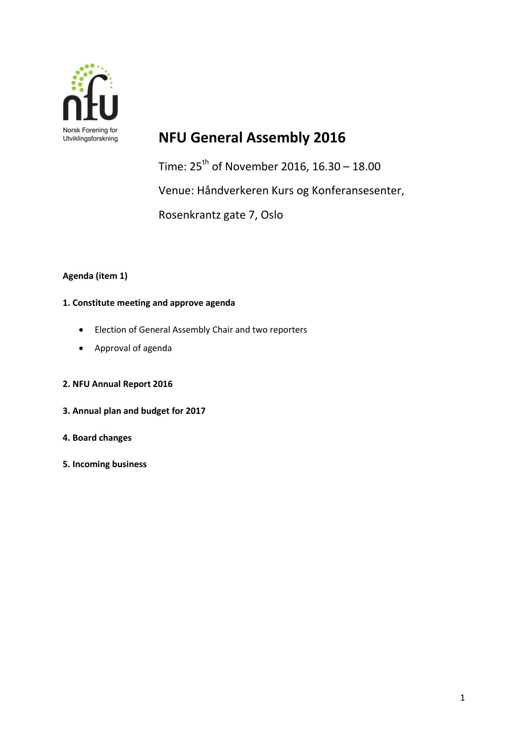Norsk Forening for Utviklingsforskning

# NFU General Assembly 2016

Time: 25th of November 2016, 16.30 – 18.00

Venue: Håndverkeren Kurs og Konferansesenter,

Rosenkrantz gate 7, Oslo

**Agenda (item 1)**

**1. Constitute meeting and approve agenda**

- Election of General Assembly Chair and two reporters
- Approval of agenda

**2. NFU Annual Report 2016**

**3. Annual plan and budget for 2017**

**4. Board changes**

**5. Incoming business**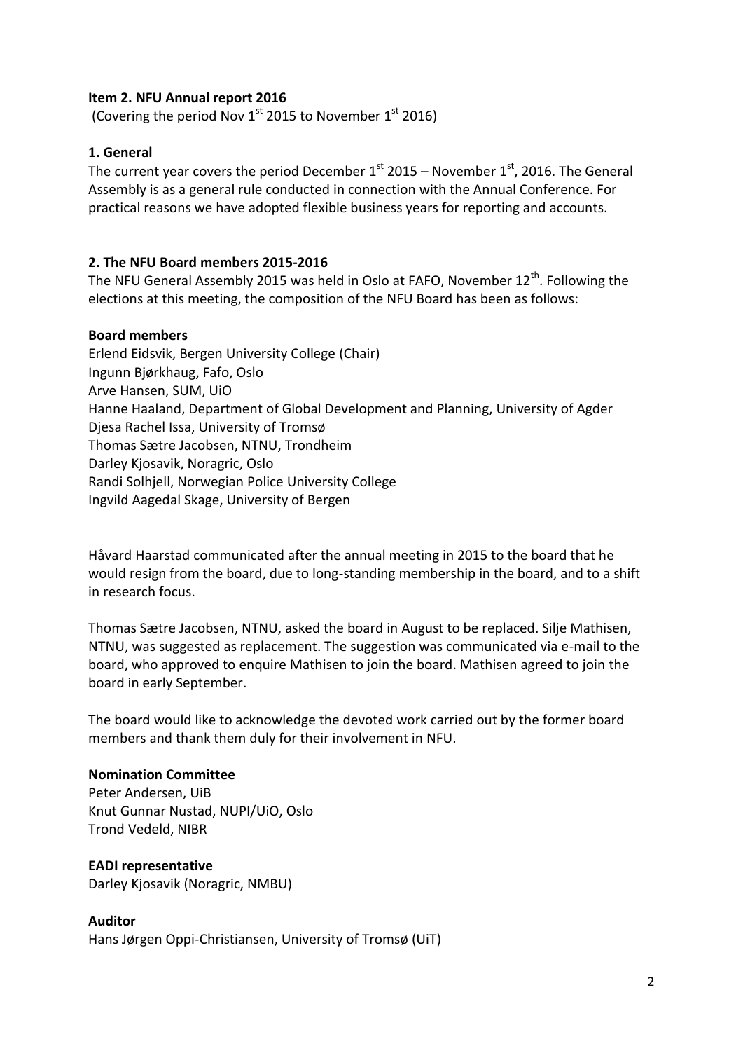**Item 2. NFU Annual report 2016**

(Covering the period Nov 1st 2015 to November 1st 2016)

**1. General**

The current year covers the period December 1st 2015 – November 1st, 2016. The General Assembly is as a general rule conducted in connection with the Annual Conference. For practical reasons we have adopted flexible business years for reporting and accounts.

**2. The NFU Board members 2015-2016**

The NFU General Assembly 2015 was held in Oslo at FAFO, November 12th. Following the elections at this meeting, the composition of the NFU Board has been as follows:

**Board members**

Erlend Eidsvik, Bergen University College (Chair)
Ingunn Bjørkhaug, Fafo, Oslo
Arve Hansen, SUM, UiO
Hanne Haaland, Department of Global Development and Planning, University of Agder
Djesa Rachel Issa, University of Tromsø
Thomas Sætre Jacobsen, NTNU, Trondheim
Darley Kjosavik, Noragric, Oslo
Randi Solhjell, Norwegian Police University College
Ingvild Aagedal Skage, University of Bergen

Håvard Haarstad communicated after the annual meeting in 2015 to the board that he would resign from the board, due to long-standing membership in the board, and to a shift in research focus.

Thomas Sætre Jacobsen, NTNU, asked the board in August to be replaced. Silje Mathisen, NTNU, was suggested as replacement. The suggestion was communicated via e-mail to the board, who approved to enquire Mathisen to join the board. Mathisen agreed to join the board in early September.

The board would like to acknowledge the devoted work carried out by the former board members and thank them duly for their involvement in NFU.

**Nomination Committee**

Peter Andersen, UiB
Knut Gunnar Nustad, NUPI/UiO, Oslo
Trond Vedeld, NIBR

**EADI representative**

Darley Kjosavik (Noragric, NMBU)

**Auditor**

Hans Jørgen Oppi-Christiansen, University of Tromsø (UiT)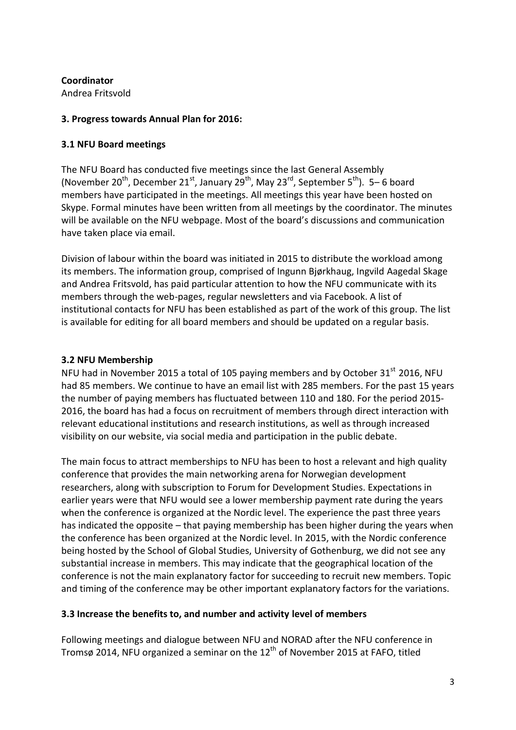**Coordinator**
Andrea Fritsvold

### 3. Progress towards Annual Plan for 2016:

### 3.1 NFU Board meetings

The NFU Board has conducted five meetings since the last General Assembly (November 20th, December 21st, January 29th, May 23rd, September 5th). 5– 6 board members have participated in the meetings. All meetings this year have been hosted on Skype. Formal minutes have been written from all meetings by the coordinator. The minutes will be available on the NFU webpage. Most of the board's discussions and communication have taken place via email.

Division of labour within the board was initiated in 2015 to distribute the workload among its members. The information group, comprised of Ingunn Bjørkhaug, Ingvild Aagedal Skage and Andrea Fritsvold, has paid particular attention to how the NFU communicate with its members through the web-pages, regular newsletters and via Facebook. A list of institutional contacts for NFU has been established as part of the work of this group. The list is available for editing for all board members and should be updated on a regular basis.

### 3.2 NFU Membership

NFU had in November 2015 a total of 105 paying members and by October 31st 2016, NFU had 85 members. We continue to have an email list with 285 members. For the past 15 years the number of paying members has fluctuated between 110 and 180. For the period 2015-2016, the board has had a focus on recruitment of members through direct interaction with relevant educational institutions and research institutions, as well as through increased visibility on our website, via social media and participation in the public debate.

The main focus to attract memberships to NFU has been to host a relevant and high quality conference that provides the main networking arena for Norwegian development researchers, along with subscription to Forum for Development Studies. Expectations in earlier years were that NFU would see a lower membership payment rate during the years when the conference is organized at the Nordic level. The experience the past three years has indicated the opposite – that paying membership has been higher during the years when the conference has been organized at the Nordic level. In 2015, with the Nordic conference being hosted by the School of Global Studies, University of Gothenburg, we did not see any substantial increase in members. This may indicate that the geographical location of the conference is not the main explanatory factor for succeeding to recruit new members. Topic and timing of the conference may be other important explanatory factors for the variations.

### 3.3 Increase the benefits to, and number and activity level of members

Following meetings and dialogue between NFU and NORAD after the NFU conference in Tromsø 2014, NFU organized a seminar on the 12th of November 2015 at FAFO, titled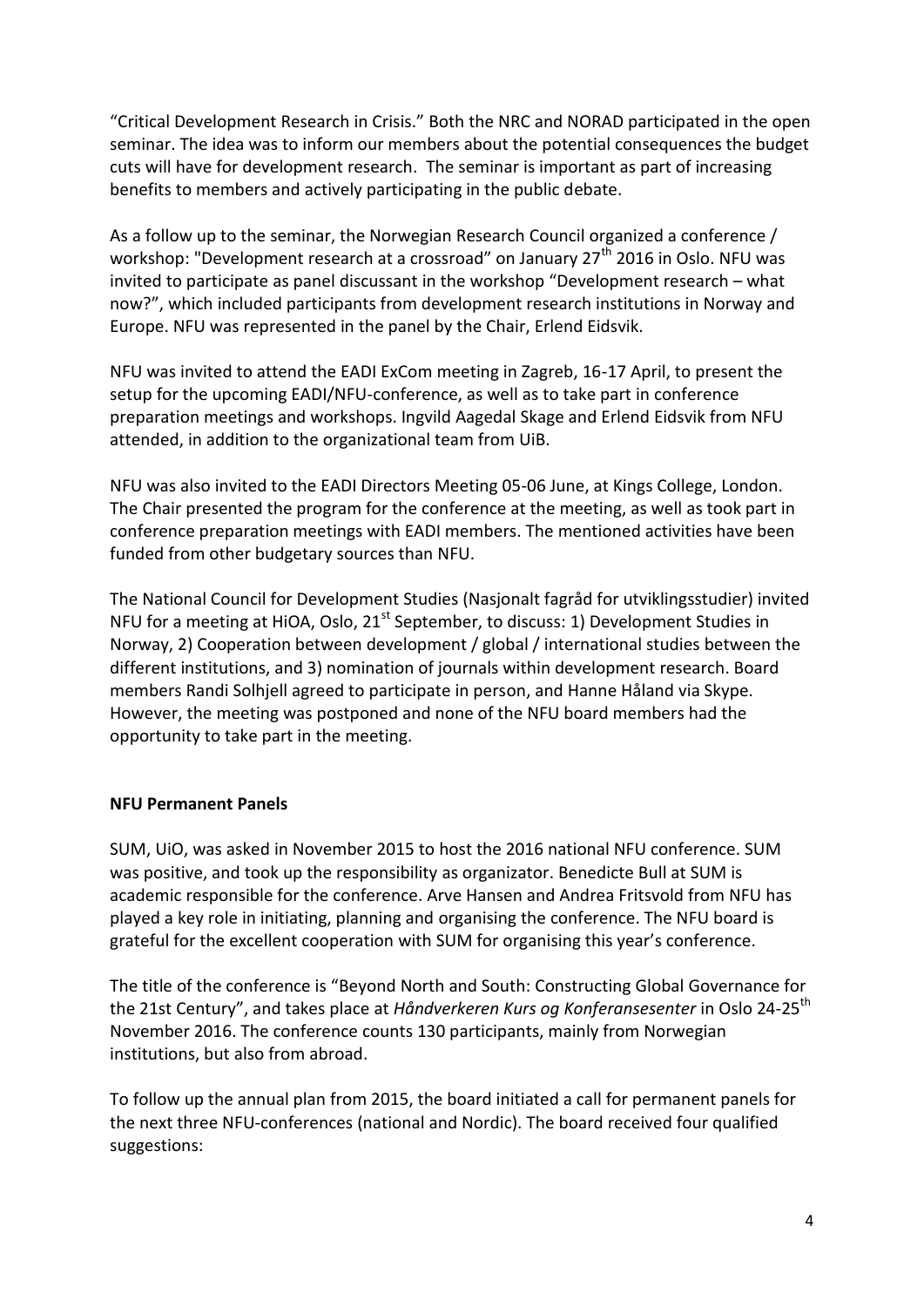"Critical Development Research in Crisis." Both the NRC and NORAD participated in the open seminar. The idea was to inform our members about the potential consequences the budget cuts will have for development research. The seminar is important as part of increasing benefits to members and actively participating in the public debate.

As a follow up to the seminar, the Norwegian Research Council organized a conference / workshop: "Development research at a crossroad" on January 27th 2016 in Oslo. NFU was invited to participate as panel discussant in the workshop "Development research – what now?", which included participants from development research institutions in Norway and Europe. NFU was represented in the panel by the Chair, Erlend Eidsvik.

NFU was invited to attend the EADI ExCom meeting in Zagreb, 16-17 April, to present the setup for the upcoming EADI/NFU-conference, as well as to take part in conference preparation meetings and workshops. Ingvild Aagedal Skage and Erlend Eidsvik from NFU attended, in addition to the organizational team from UiB.

NFU was also invited to the EADI Directors Meeting 05-06 June, at Kings College, London. The Chair presented the program for the conference at the meeting, as well as took part in conference preparation meetings with EADI members. The mentioned activities have been funded from other budgetary sources than NFU.

The National Council for Development Studies (Nasjonalt fagråd for utviklingsstudier) invited NFU for a meeting at HiOA, Oslo, 21st September, to discuss: 1) Development Studies in Norway, 2) Cooperation between development / global / international studies between the different institutions, and 3) nomination of journals within development research. Board members Randi Solhjell agreed to participate in person, and Hanne Håland via Skype. However, the meeting was postponed and none of the NFU board members had the opportunity to take part in the meeting.

**NFU Permanent Panels**

SUM, UiO, was asked in November 2015 to host the 2016 national NFU conference. SUM was positive, and took up the responsibility as organizator. Benedicte Bull at SUM is academic responsible for the conference. Arve Hansen and Andrea Fritsvold from NFU has played a key role in initiating, planning and organising the conference. The NFU board is grateful for the excellent cooperation with SUM for organising this year's conference.

The title of the conference is "Beyond North and South: Constructing Global Governance for the 21st Century", and takes place at *Håndverkeren Kurs og Konferansesenter* in Oslo 24-25th November 2016. The conference counts 130 participants, mainly from Norwegian institutions, but also from abroad.

To follow up the annual plan from 2015, the board initiated a call for permanent panels for the next three NFU-conferences (national and Nordic). The board received four qualified suggestions: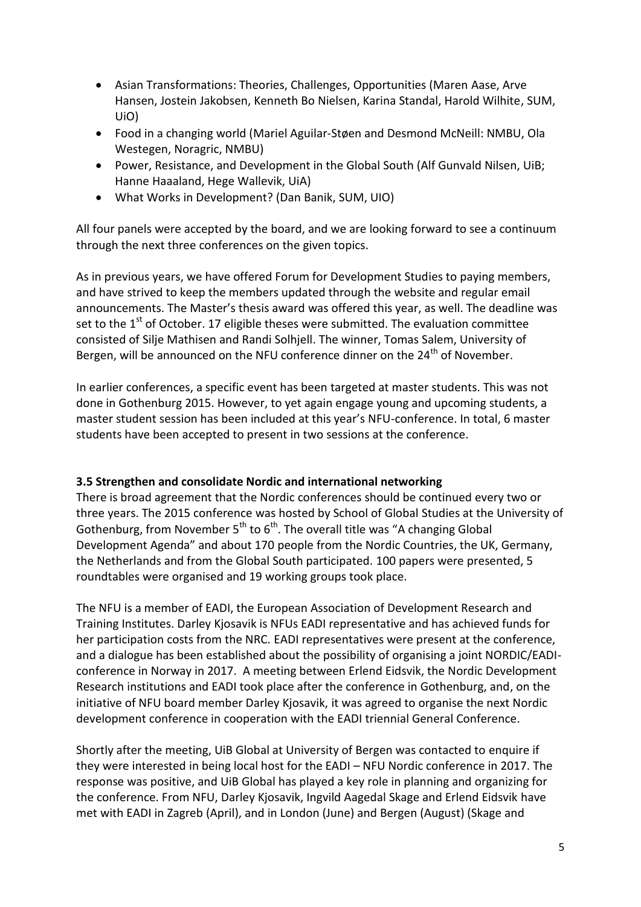- Asian Transformations: Theories, Challenges, Opportunities (Maren Aase, Arve Hansen, Jostein Jakobsen, Kenneth Bo Nielsen, Karina Standal, Harold Wilhite, SUM, UiO)
- Food in a changing world (Mariel Aguilar-Støen and Desmond McNeill: NMBU, Ola Westegen, Noragric, NMBU)
- Power, Resistance, and Development in the Global South (Alf Gunvald Nilsen, UiB; Hanne Haaaland, Hege Wallevik, UiA)
- What Works in Development? (Dan Banik, SUM, UIO)

All four panels were accepted by the board, and we are looking forward to see a continuum through the next three conferences on the given topics.

As in previous years, we have offered Forum for Development Studies to paying members, and have strived to keep the members updated through the website and regular email announcements. The Master's thesis award was offered this year, as well. The deadline was set to the 1st of October. 17 eligible theses were submitted. The evaluation committee consisted of Silje Mathisen and Randi Solhjell. The winner, Tomas Salem, University of Bergen, will be announced on the NFU conference dinner on the 24th of November.

In earlier conferences, a specific event has been targeted at master students. This was not done in Gothenburg 2015. However, to yet again engage young and upcoming students, a master student session has been included at this year's NFU-conference. In total, 6 master students have been accepted to present in two sessions at the conference.

### 3.5 Strengthen and consolidate Nordic and international networking

There is broad agreement that the Nordic conferences should be continued every two or three years. The 2015 conference was hosted by School of Global Studies at the University of Gothenburg, from November 5th to 6th. The overall title was "A changing Global Development Agenda" and about 170 people from the Nordic Countries, the UK, Germany, the Netherlands and from the Global South participated. 100 papers were presented, 5 roundtables were organised and 19 working groups took place.

The NFU is a member of EADI, the European Association of Development Research and Training Institutes. Darley Kjosavik is NFUs EADI representative and has achieved funds for her participation costs from the NRC. EADI representatives were present at the conference, and a dialogue has been established about the possibility of organising a joint NORDIC/EADI-conference in Norway in 2017. A meeting between Erlend Eidsvik, the Nordic Development Research institutions and EADI took place after the conference in Gothenburg, and, on the initiative of NFU board member Darley Kjosavik, it was agreed to organise the next Nordic development conference in cooperation with the EADI triennial General Conference.

Shortly after the meeting, UiB Global at University of Bergen was contacted to enquire if they were interested in being local host for the EADI – NFU Nordic conference in 2017. The response was positive, and UiB Global has played a key role in planning and organizing for the conference. From NFU, Darley Kjosavik, Ingvild Aagedal Skage and Erlend Eidsvik have met with EADI in Zagreb (April), and in London (June) and Bergen (August) (Skage and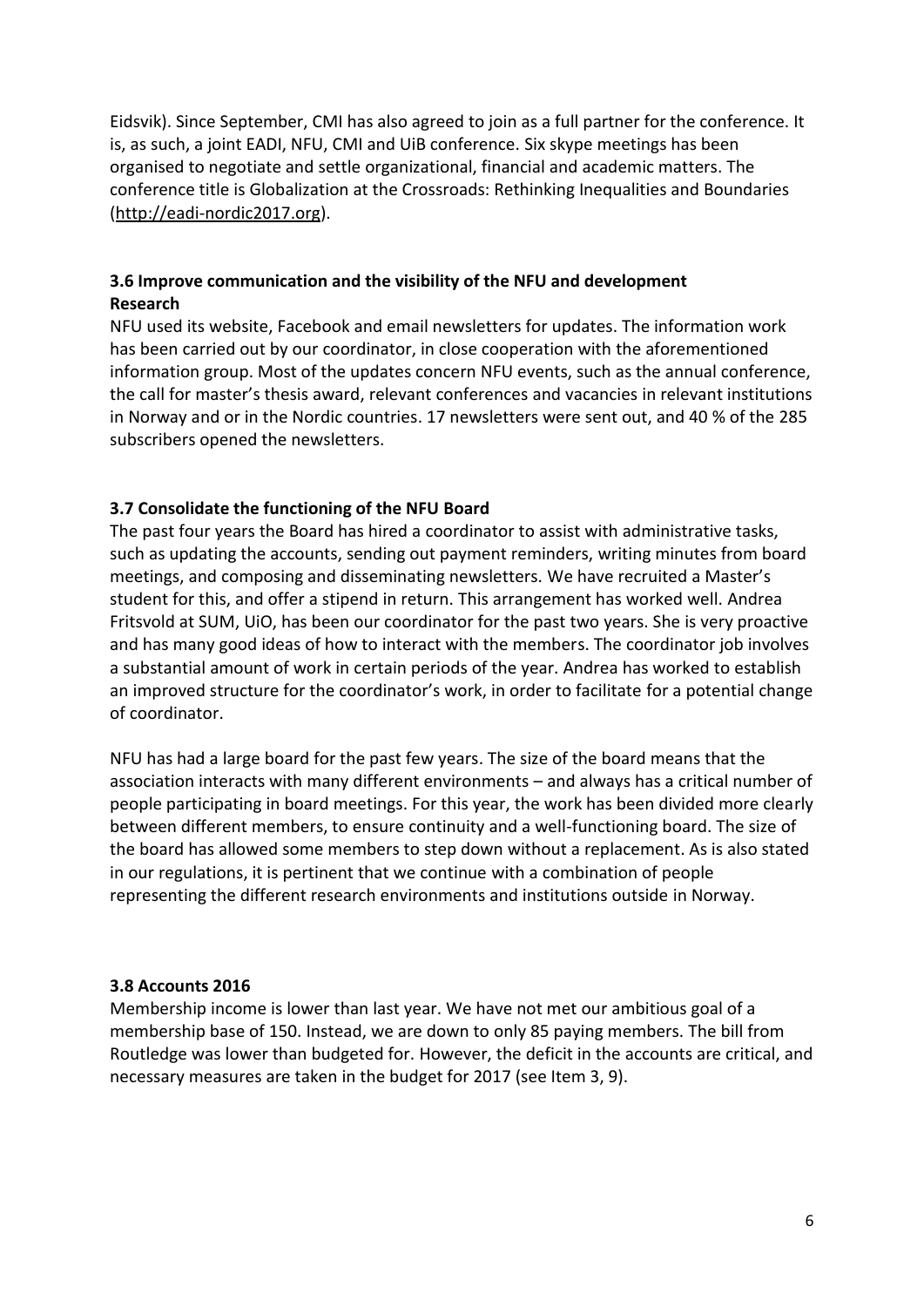Eidsvik). Since September, CMI has also agreed to join as a full partner for the conference. It is, as such, a joint EADI, NFU, CMI and UiB conference. Six skype meetings has been organised to negotiate and settle organizational, financial and academic matters. The conference title is Globalization at the Crossroads: Rethinking Inequalities and Boundaries (http://eadi-nordic2017.org).

### 3.6 Improve communication and the visibility of the NFU and development Research

NFU used its website, Facebook and email newsletters for updates. The information work has been carried out by our coordinator, in close cooperation with the aforementioned information group. Most of the updates concern NFU events, such as the annual conference, the call for master's thesis award, relevant conferences and vacancies in relevant institutions in Norway and or in the Nordic countries. 17 newsletters were sent out, and 40 % of the 285 subscribers opened the newsletters.

### 3.7 Consolidate the functioning of the NFU Board

The past four years the Board has hired a coordinator to assist with administrative tasks, such as updating the accounts, sending out payment reminders, writing minutes from board meetings, and composing and disseminating newsletters. We have recruited a Master's student for this, and offer a stipend in return. This arrangement has worked well. Andrea Fritsvold at SUM, UiO, has been our coordinator for the past two years. She is very proactive and has many good ideas of how to interact with the members. The coordinator job involves a substantial amount of work in certain periods of the year. Andrea has worked to establish an improved structure for the coordinator's work, in order to facilitate for a potential change of coordinator.

NFU has had a large board for the past few years. The size of the board means that the association interacts with many different environments – and always has a critical number of people participating in board meetings. For this year, the work has been divided more clearly between different members, to ensure continuity and a well-functioning board. The size of the board has allowed some members to step down without a replacement. As is also stated in our regulations, it is pertinent that we continue with a combination of people representing the different research environments and institutions outside in Norway.

### 3.8 Accounts 2016

Membership income is lower than last year. We have not met our ambitious goal of a membership base of 150. Instead, we are down to only 85 paying members. The bill from Routledge was lower than budgeted for. However, the deficit in the accounts are critical, and necessary measures are taken in the budget for 2017 (see Item 3, 9).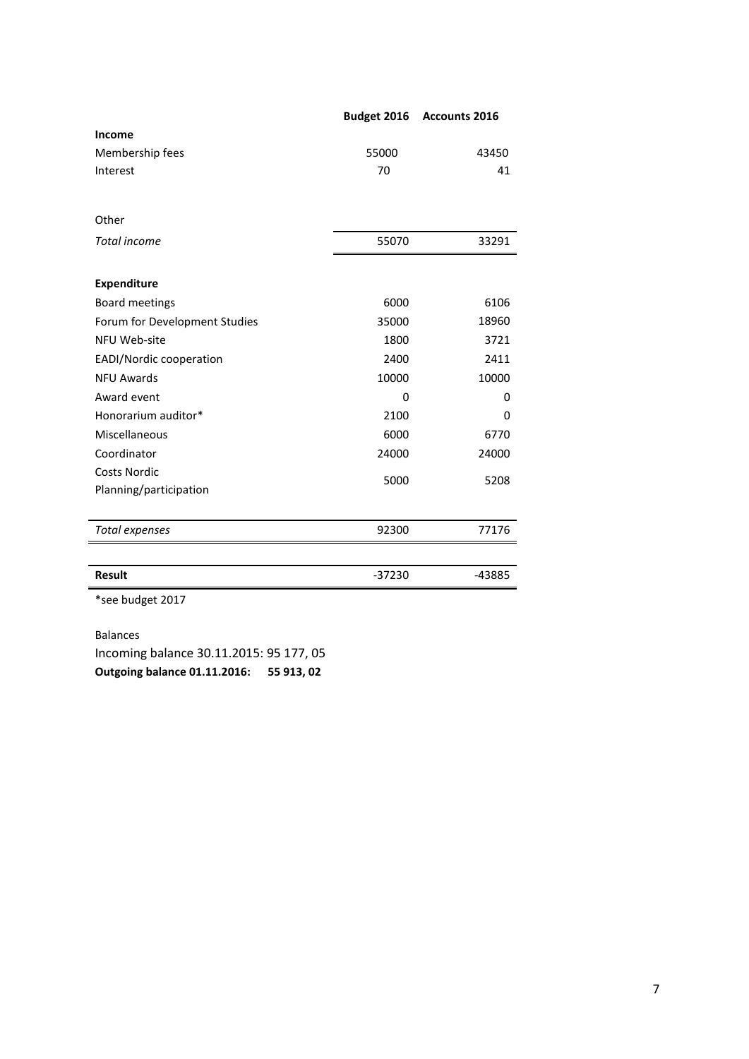| | Budget 2016 | Accounts 2016 |
|---|---|---|
| **Income** | | |
| Membership fees | 55000 | 43450 |
| Interest | 70 | 41 |
| | | |
| Other | | |
| *Total income* | 55070 | 33291 |
| | | |
| **Expenditure** | | |
| Board meetings | 6000 | 6106 |
| Forum for Development Studies | 35000 | 18960 |
| NFU Web-site | 1800 | 3721 |
| EADI/Nordic cooperation | 2400 | 2411 |
| NFU Awards | 10000 | 10000 |
| Award event | 0 | 0 |
| Honorarium auditor* | 2100 | 0 |
| Miscellaneous | 6000 | 6770 |
| Coordinator | 24000 | 24000 |
| Costs Nordic Planning/participation | 5000 | 5208 |
| | | |
| *Total expenses* | 92300 | 77176 |
| | | |
| **Result** | -37230 | -43885 |

*see budget 2017

Balances

Incoming balance 30.11.2015: 95 177, 05

**Outgoing balance 01.11.2016: 55 913, 02**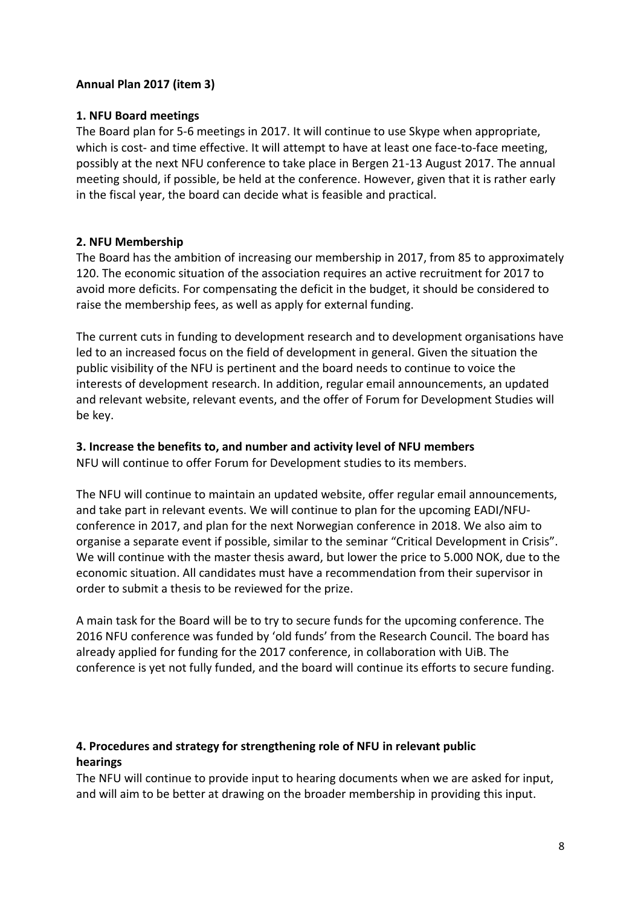**Annual Plan 2017 (item 3)**

**1. NFU Board meetings**

The Board plan for 5-6 meetings in 2017. It will continue to use Skype when appropriate, which is cost- and time effective. It will attempt to have at least one face-to-face meeting, possibly at the next NFU conference to take place in Bergen 21-13 August 2017. The annual meeting should, if possible, be held at the conference. However, given that it is rather early in the fiscal year, the board can decide what is feasible and practical.

**2. NFU Membership**

The Board has the ambition of increasing our membership in 2017, from 85 to approximately 120. The economic situation of the association requires an active recruitment for 2017 to avoid more deficits. For compensating the deficit in the budget, it should be considered to raise the membership fees, as well as apply for external funding.

The current cuts in funding to development research and to development organisations have led to an increased focus on the field of development in general. Given the situation the public visibility of the NFU is pertinent and the board needs to continue to voice the interests of development research. In addition, regular email announcements, an updated and relevant website, relevant events, and the offer of Forum for Development Studies will be key.

**3. Increase the benefits to, and number and activity level of NFU members**

NFU will continue to offer Forum for Development studies to its members.

The NFU will continue to maintain an updated website, offer regular email announcements, and take part in relevant events. We will continue to plan for the upcoming EADI/NFU-conference in 2017, and plan for the next Norwegian conference in 2018. We also aim to organise a separate event if possible, similar to the seminar "Critical Development in Crisis". We will continue with the master thesis award, but lower the price to 5.000 NOK, due to the economic situation. All candidates must have a recommendation from their supervisor in order to submit a thesis to be reviewed for the prize.

A main task for the Board will be to try to secure funds for the upcoming conference. The 2016 NFU conference was funded by 'old funds' from the Research Council. The board has already applied for funding for the 2017 conference, in collaboration with UiB. The conference is yet not fully funded, and the board will continue its efforts to secure funding.

**4. Procedures and strategy for strengthening role of NFU in relevant public hearings**

The NFU will continue to provide input to hearing documents when we are asked for input, and will aim to be better at drawing on the broader membership in providing this input.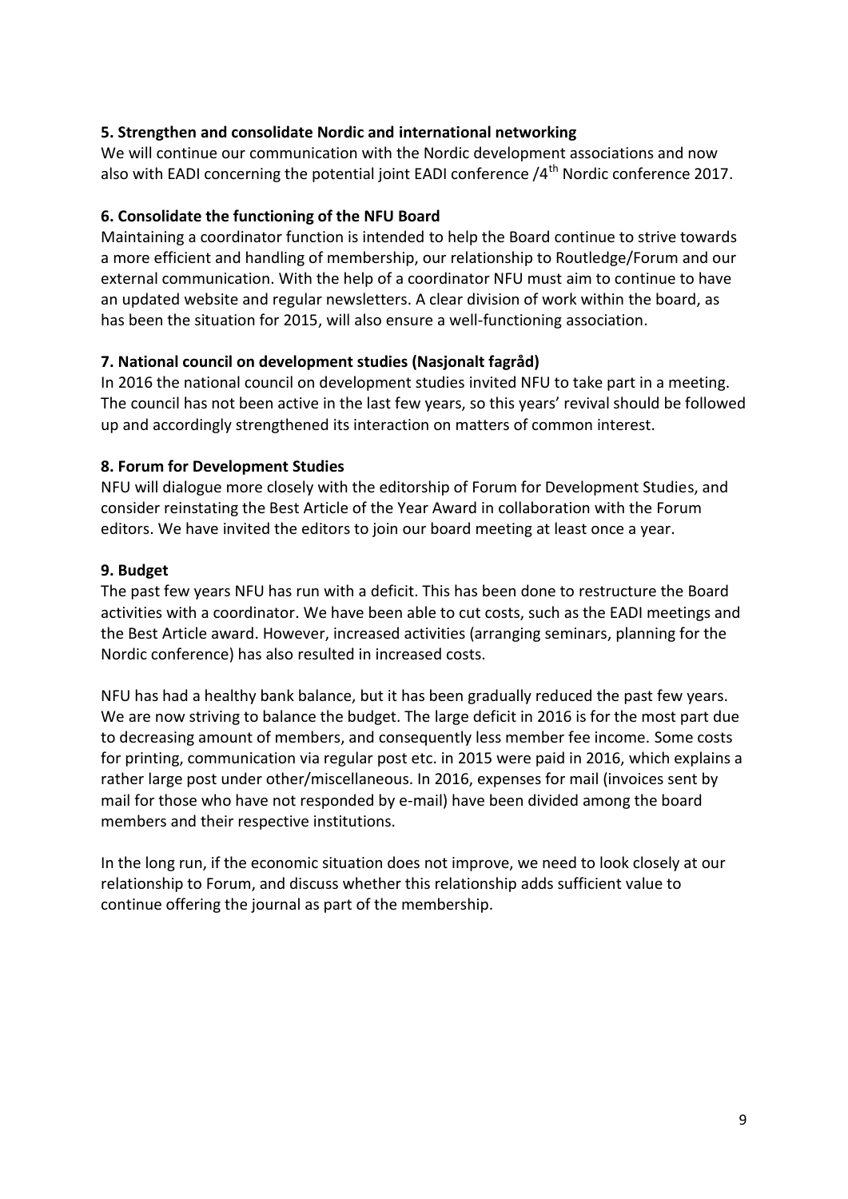**5. Strengthen and consolidate Nordic and international networking**

We will continue our communication with the Nordic development associations and now also with EADI concerning the potential joint EADI conference /4th Nordic conference 2017.

**6. Consolidate the functioning of the NFU Board**

Maintaining a coordinator function is intended to help the Board continue to strive towards a more efficient and handling of membership, our relationship to Routledge/Forum and our external communication. With the help of a coordinator NFU must aim to continue to have an updated website and regular newsletters. A clear division of work within the board, as has been the situation for 2015, will also ensure a well-functioning association.

**7. National council on development studies (Nasjonalt fagråd)**

In 2016 the national council on development studies invited NFU to take part in a meeting. The council has not been active in the last few years, so this years' revival should be followed up and accordingly strengthened its interaction on matters of common interest.

**8. Forum for Development Studies**

NFU will dialogue more closely with the editorship of Forum for Development Studies, and consider reinstating the Best Article of the Year Award in collaboration with the Forum editors. We have invited the editors to join our board meeting at least once a year.

**9. Budget**

The past few years NFU has run with a deficit. This has been done to restructure the Board activities with a coordinator. We have been able to cut costs, such as the EADI meetings and the Best Article award. However, increased activities (arranging seminars, planning for the Nordic conference) has also resulted in increased costs.

NFU has had a healthy bank balance, but it has been gradually reduced the past few years. We are now striving to balance the budget. The large deficit in 2016 is for the most part due to decreasing amount of members, and consequently less member fee income. Some costs for printing, communication via regular post etc. in 2015 were paid in 2016, which explains a rather large post under other/miscellaneous. In 2016, expenses for mail (invoices sent by mail for those who have not responded by e-mail) have been divided among the board members and their respective institutions.

In the long run, if the economic situation does not improve, we need to look closely at our relationship to Forum, and discuss whether this relationship adds sufficient value to continue offering the journal as part of the membership.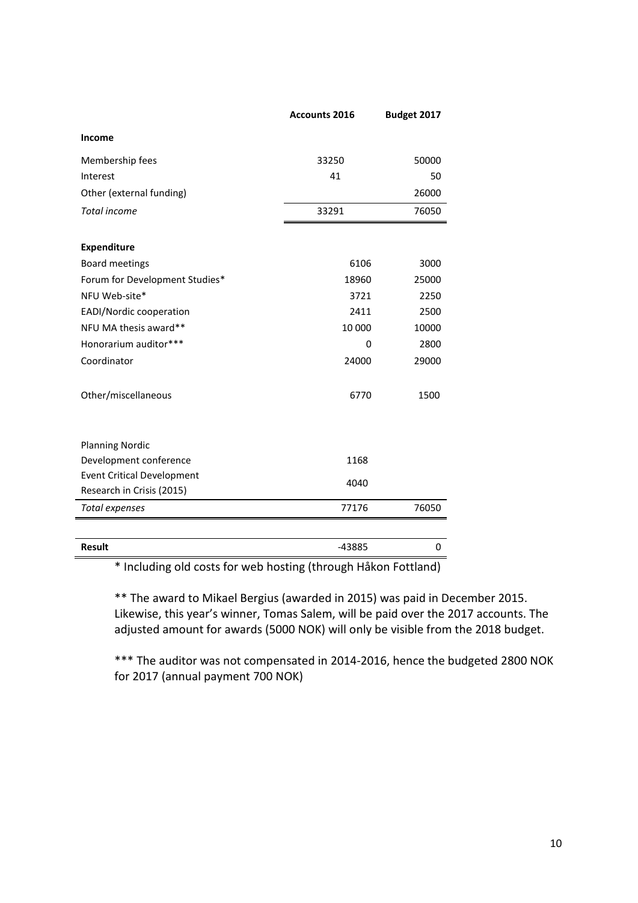| | Accounts 2016 | Budget 2017 |
|---|---|---|
| **Income** | | |
| Membership fees | 33250 | 50000 |
| Interest | 41 | 50 |
| Other (external funding) | | 26000 |
| *Total income* | 33291 | 76050 |
| | | |
| **Expenditure** | | |
| Board meetings | 6106 | 3000 |
| Forum for Development Studies* | 18960 | 25000 |
| NFU Web-site* | 3721 | 2250 |
| EADI/Nordic cooperation | 2411 | 2500 |
| NFU MA thesis award** | 10 000 | 10000 |
| Honorarium auditor*** | 0 | 2800 |
| Coordinator | 24000 | 29000 |
| Other/miscellaneous | 6770 | 1500 |
| Planning Nordic Development conference | 1168 | |
| Event Critical Development Research in Crisis (2015) | 4040 | |
| *Total expenses* | 77176 | 76050 |
| | | |
| **Result** | -43885 | 0 |

\* Including old costs for web hosting (through Håkon Fottland)

** The award to Mikael Bergius (awarded in 2015) was paid in December 2015. Likewise, this year's winner, Tomas Salem, will be paid over the 2017 accounts. The adjusted amount for awards (5000 NOK) will only be visible from the 2018 budget.

*** The auditor was not compensated in 2014-2016, hence the budgeted 2800 NOK for 2017 (annual payment 700 NOK)